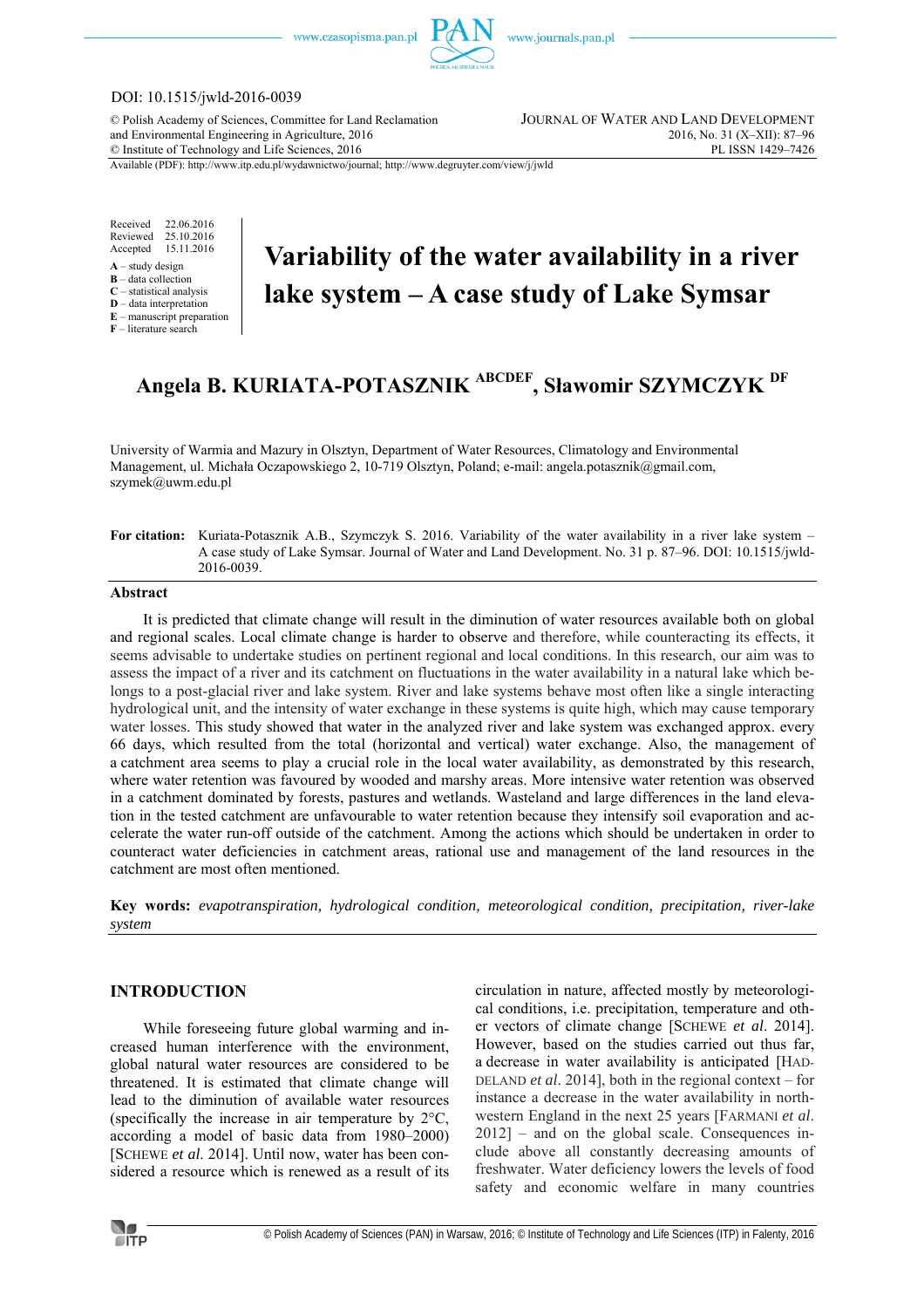DOI: 10.1515/jwld-2016-0039

© Polish Academy of Sciences, Committee for Land Reclamation and Environmental Engineering in Agriculture, 2016
© Institute of Technology and Life Sciences, 2016

JOURNAL OF WATER AND LAND DEVELOPMENT
2016, No. 31 (X–XII): 87–96
PL ISSN 1429–7426

Available (PDF): http://www.itp.edu.pl/wydawnictwo/journal; http://www.degruyter.com/view/j/jwld

Received 22.06.2016
Reviewed 25.10.2016
Accepted 15.11.2016

**A** – study design
**B** – data collection
**C** – statistical analysis
**D** – data interpretation
**E** – manuscript preparation
**F** – literature search

# Variability of the water availability in a river lake system – A case study of Lake Symsar

## Angela B. KURIATA-POTASZNIK [ABCDEF], Sławomir SZYMCZYK [DF]

University of Warmia and Mazury in Olsztyn, Department of Water Resources, Climatology and Environmental Management, ul. Michała Oczapowskiego 2, 10-719 Olsztyn, Poland; e-mail: angela.potasznik@gmail.com, szymek@uwm.edu.pl

**For citation:** Kuriata-Potasznik A.B., Szymczyk S. 2016. Variability of the water availability in a river lake system – A case study of Lake Symsar. Journal of Water and Land Development. No. 31 p. 87–96. DOI: 10.1515/jwld-2016-0039.

### Abstract

It is predicted that climate change will result in the diminution of water resources available both on global and regional scales. Local climate change is harder to observe and therefore, while counteracting its effects, it seems advisable to undertake studies on pertinent regional and local conditions. In this research, our aim was to assess the impact of a river and its catchment on fluctuations in the water availability in a natural lake which belongs to a post-glacial river and lake system. River and lake systems behave most often like a single interacting hydrological unit, and the intensity of water exchange in these systems is quite high, which may cause temporary water losses. This study showed that water in the analyzed river and lake system was exchanged approx. every 66 days, which resulted from the total (horizontal and vertical) water exchange. Also, the management of a catchment area seems to play a crucial role in the local water availability, as demonstrated by this research, where water retention was favoured by wooded and marshy areas. More intensive water retention was observed in a catchment dominated by forests, pastures and wetlands. Wasteland and large differences in the land elevation in the tested catchment are unfavourable to water retention because they intensify soil evaporation and accelerate the water run-off outside of the catchment. Among the actions which should be undertaken in order to counteract water deficiencies in catchment areas, rational use and management of the land resources in the catchment are most often mentioned.

**Key words:** *evapotranspiration, hydrological condition, meteorological condition, precipitation, river-lake system*

## INTRODUCTION

While foreseeing future global warming and increased human interference with the environment, global natural water resources are considered to be threatened. It is estimated that climate change will lead to the diminution of available water resources (specifically the increase in air temperature by 2°C, according a model of basic data from 1980–2000) [SCHEWE *et al*. 2014]. Until now, water has been considered a resource which is renewed as a result of its circulation in nature, affected mostly by meteorological conditions, i.e. precipitation, temperature and other vectors of climate change [SCHEWE *et al*. 2014]. However, based on the studies carried out thus far, a decrease in water availability is anticipated [HADDELAND *et al*. 2014], both in the regional context – for instance a decrease in the water availability in north-western England in the next 25 years [FARMANI *et al*. 2012] – and on the global scale. Consequences include above all constantly decreasing amounts of freshwater. Water deficiency lowers the levels of food safety and economic welfare in many countries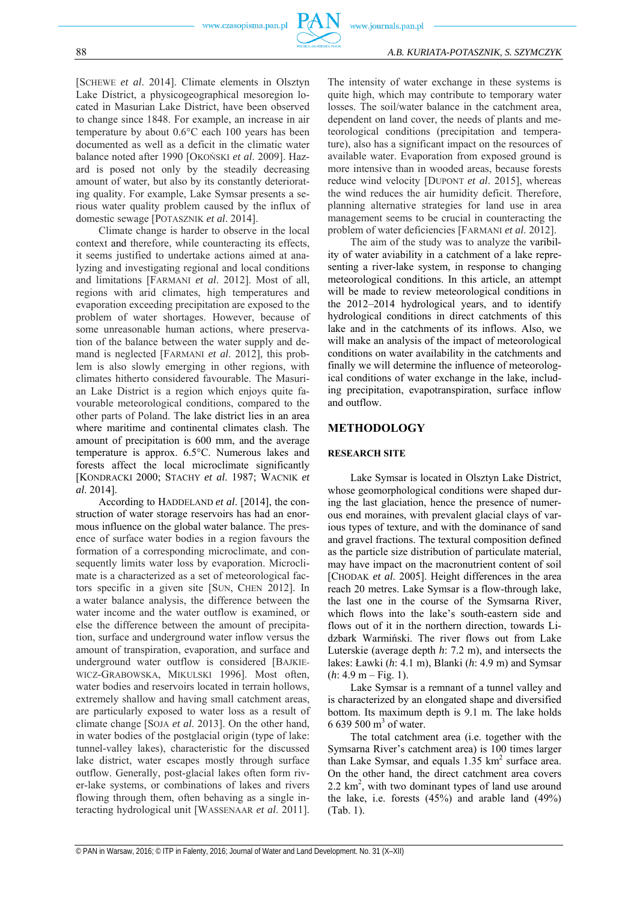[SCHEWE *et al.* 2014]. Climate elements in Olsztyn Lake District, a physicogeographical mesoregion located in Masurian Lake District, have been observed to change since 1848. For example, an increase in air temperature by about 0.6°C each 100 years has been documented as well as a deficit in the climatic water balance noted after 1990 [OKOŃSKI *et al.* 2009]. Hazard is posed not only by the steadily decreasing amount of water, but also by its constantly deteriorating quality. For example, Lake Symsar presents a serious water quality problem caused by the influx of domestic sewage [POTASZNIK *et al.* 2014].

Climate change is harder to observe in the local context and therefore, while counteracting its effects, it seems justified to undertake actions aimed at analyzing and investigating regional and local conditions and limitations [FARMANI *et al.* 2012]. Most of all, regions with arid climates, high temperatures and evaporation exceeding precipitation are exposed to the problem of water shortages. However, because of some unreasonable human actions, where preservation of the balance between the water supply and demand is neglected [FARMANI *et al.* 2012], this problem is also slowly emerging in other regions, with climates hitherto considered favourable. The Masurian Lake District is a region which enjoys quite favourable meteorological conditions, compared to the other parts of Poland. The lake district lies in an area where maritime and continental climates clash. The amount of precipitation is 600 mm, and the average temperature is approx. 6.5°C. Numerous lakes and forests affect the local microclimate significantly [KONDRACKI 2000; STACHY *et al.* 1987; WACNIK *et al.* 2014].

According to HADDELAND *et al.* [2014], the construction of water storage reservoirs has had an enormous influence on the global water balance. The presence of surface water bodies in a region favours the formation of a corresponding microclimate, and consequently limits water loss by evaporation. Microclimate is a characterized as a set of meteorological factors specific in a given site [SUN, CHEN 2012]. In a water balance analysis, the difference between the water income and the water outflow is examined, or else the difference between the amount of precipitation, surface and underground water inflow versus the amount of transpiration, evaporation, and surface and underground water outflow is considered [BAJKIEWICZ-GRABOWSKA, MIKULSKI 1996]. Most often, water bodies and reservoirs located in terrain hollows, extremely shallow and having small catchment areas, are particularly exposed to water loss as a result of climate change [SOJA *et al.* 2013]. On the other hand, in water bodies of the postglacial origin (type of lake: tunnel-valley lakes), characteristic for the discussed lake district, water escapes mostly through surface outflow. Generally, post-glacial lakes often form river-lake systems, or combinations of lakes and rivers flowing through them, often behaving as a single interacting hydrological unit [WASSENAAR *et al.* 2011]. The intensity of water exchange in these systems is quite high, which may contribute to temporary water losses. The soil/water balance in the catchment area, dependent on land cover, the needs of plants and meteorological conditions (precipitation and temperature), also has a significant impact on the resources of available water. Evaporation from exposed ground is more intensive than in wooded areas, because forests reduce wind velocity [DUPONT *et al.* 2015], whereas the wind reduces the air humidity deficit. Therefore, planning alternative strategies for land use in area management seems to be crucial in counteracting the problem of water deficiencies [FARMANI *et al.* 2012].

The aim of the study was to analyze the varibility of water aviability in a catchment of a lake representing a river-lake system, in response to changing meteorological conditions. In this article, an attempt will be made to review meteorological conditions in the 2012–2014 hydrological years, and to identify hydrological conditions in direct catchments of this lake and in the catchments of its inflows. Also, we will make an analysis of the impact of meteorological conditions on water availability in the catchments and finally we will determine the influence of meteorological conditions of water exchange in the lake, including precipitation, evapotranspiration, surface inflow and outflow.

## METHODOLOGY

### RESEARCH SITE

Lake Symsar is located in Olsztyn Lake District, whose geomorphological conditions were shaped during the last glaciation, hence the presence of numerous end moraines, with prevalent glacial clays of various types of texture, and with the dominance of sand and gravel fractions. The textural composition defined as the particle size distribution of particulate material, may have impact on the macronutrient content of soil [CHODAK *et al.* 2005]. Height differences in the area reach 20 metres. Lake Symsar is a flow-through lake, the last one in the course of the Symsarna River, which flows into the lake's south-eastern side and flows out of it in the northern direction, towards Lidzbark Warmiński. The river flows out from Lake Luterskie (average depth *h*: 7.2 m), and intersects the lakes: Ławki (*h*: 4.1 m), Blanki (*h*: 4.9 m) and Symsar (*h*: 4.9 m – Fig. 1).

Lake Symsar is a remnant of a tunnel valley and is characterized by an elongated shape and diversified bottom. Its maximum depth is 9.1 m. The lake holds 6 639 500 $m^3$ of water.

The total catchment area (i.e. together with the Symsarna River's catchment area) is 100 times larger than Lake Symsar, and equals 1.35 $km^2$ surface area. On the other hand, the direct catchment area covers 2.2 $km^2$, with two dominant types of land use around the lake, i.e. forests (45%) and arable land (49%) (Tab. 1).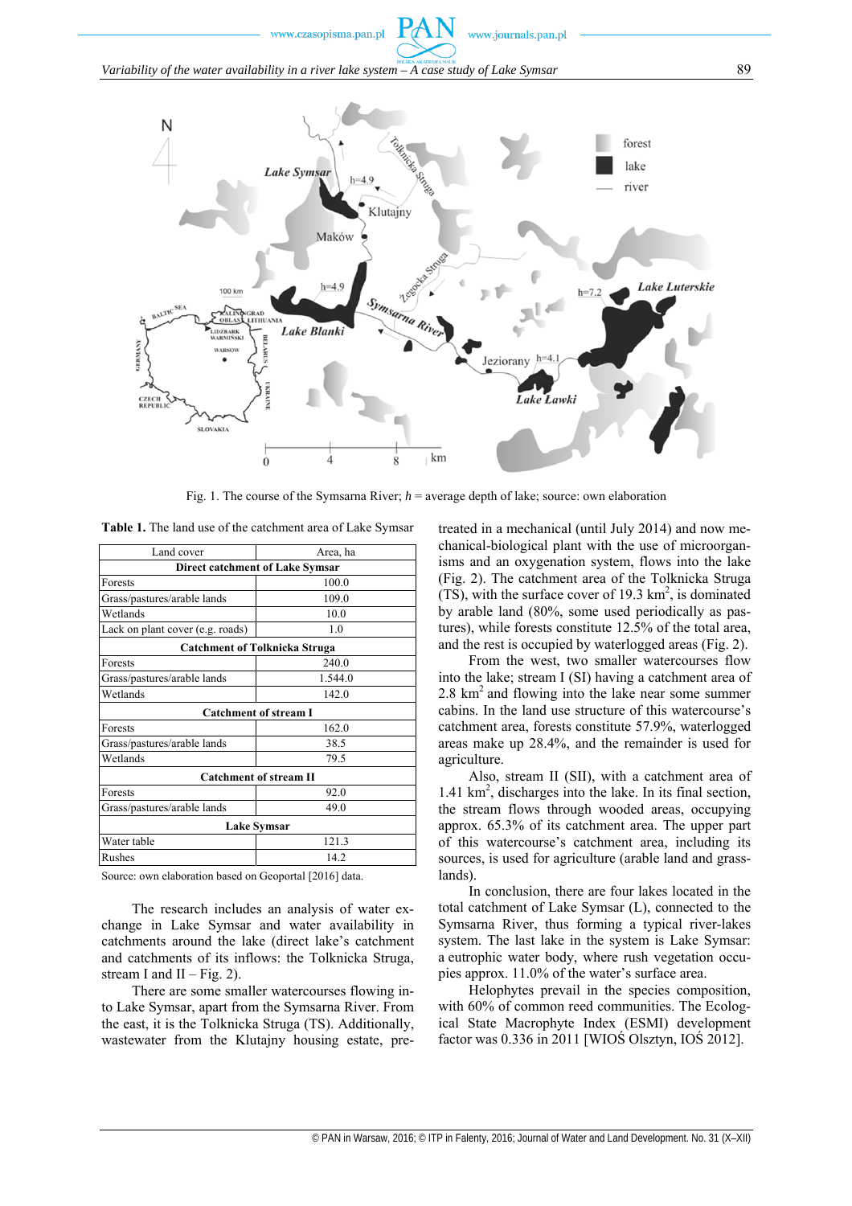N

forest
lake
river

Lake Symsar
h=4.9
Tolknicka Struga
Klutajny
Maków
Żegocka Struga
h=4.9
Symsarna River
Lake Blanki
h=7.2
Lake Luterskie
Jeziorany
h=4.1
Lake Lawki
0 4 8 km

Fig. 1. The course of the Symsarna River; *h* = average depth of lake; source: own elaboration

**Table 1.** The land use of the catchment area of Lake Symsar

| Land cover | Area, ha |
|---|---|
| **Direct catchment of Lake Symsar** | |
| Forests | 100.0 |
| Grass/pastures/arable lands | 109.0 |
| Wetlands | 10.0 |
| Lack on plant cover (e.g. roads) | 1.0 |
| **Catchment of Tolknicka Struga** | |
| Forests | 240.0 |
| Grass/pastures/arable lands | 1.544.0 |
| Wetlands | 142.0 |
| **Catchment of stream I** | |
| Forests | 162.0 |
| Grass/pastures/arable lands | 38.5 |
| Wetlands | 79.5 |
| **Catchment of stream II** | |
| Forests | 92.0 |
| Grass/pastures/arable lands | 49.0 |
| **Lake Symsar** | |
| Water table | 121.3 |
| Rushes | 14.2 |

Source: own elaboration based on Geoportal [2016] data.

The research includes an analysis of water exchange in Lake Symsar and water availability in catchments around the lake (direct lake's catchment and catchments of its inflows: the Tolknicka Struga, stream I and II – Fig. 2).

There are some smaller watercourses flowing into Lake Symsar, apart from the Symsarna River. From the east, it is the Tolknicka Struga (TS). Additionally, wastewater from the Klutajny housing estate, pretreated in a mechanical (until July 2014) and now mechanical-biological plant with the use of microorganisms and an oxygenation system, flows into the lake (Fig. 2). The catchment area of the Tolknicka Struga (TS), with the surface cover of 19.3 km$^2$, is dominated by arable land (80%, some used periodically as pastures), while forests constitute 12.5% of the total area, and the rest is occupied by waterlogged areas (Fig. 2).

From the west, two smaller watercourses flow into the lake; stream I (SI) having a catchment area of 2.8 km$^2$ and flowing into the lake near some summer cabins. In the land use structure of this watercourse's catchment area, forests constitute 57.9%, waterlogged areas make up 28.4%, and the remainder is used for agriculture.

Also, stream II (SII), with a catchment area of 1.41 km$^2$, discharges into the lake. In its final section, the stream flows through wooded areas, occupying approx. 65.3% of its catchment area. The upper part of this watercourse's catchment area, including its sources, is used for agriculture (arable land and grasslands).

In conclusion, there are four lakes located in the total catchment of Lake Symsar (L), connected to the Symsarna River, thus forming a typical river-lakes system. The last lake in the system is Lake Symsar: a eutrophic water body, where rush vegetation occupies approx. 11.0% of the water's surface area.

Helophytes prevail in the species composition, with 60% of common reed communities. The Ecological State Macrophyte Index (ESMI) development factor was 0.336 in 2011 [WIOŚ Olsztyn, IOŚ 2012].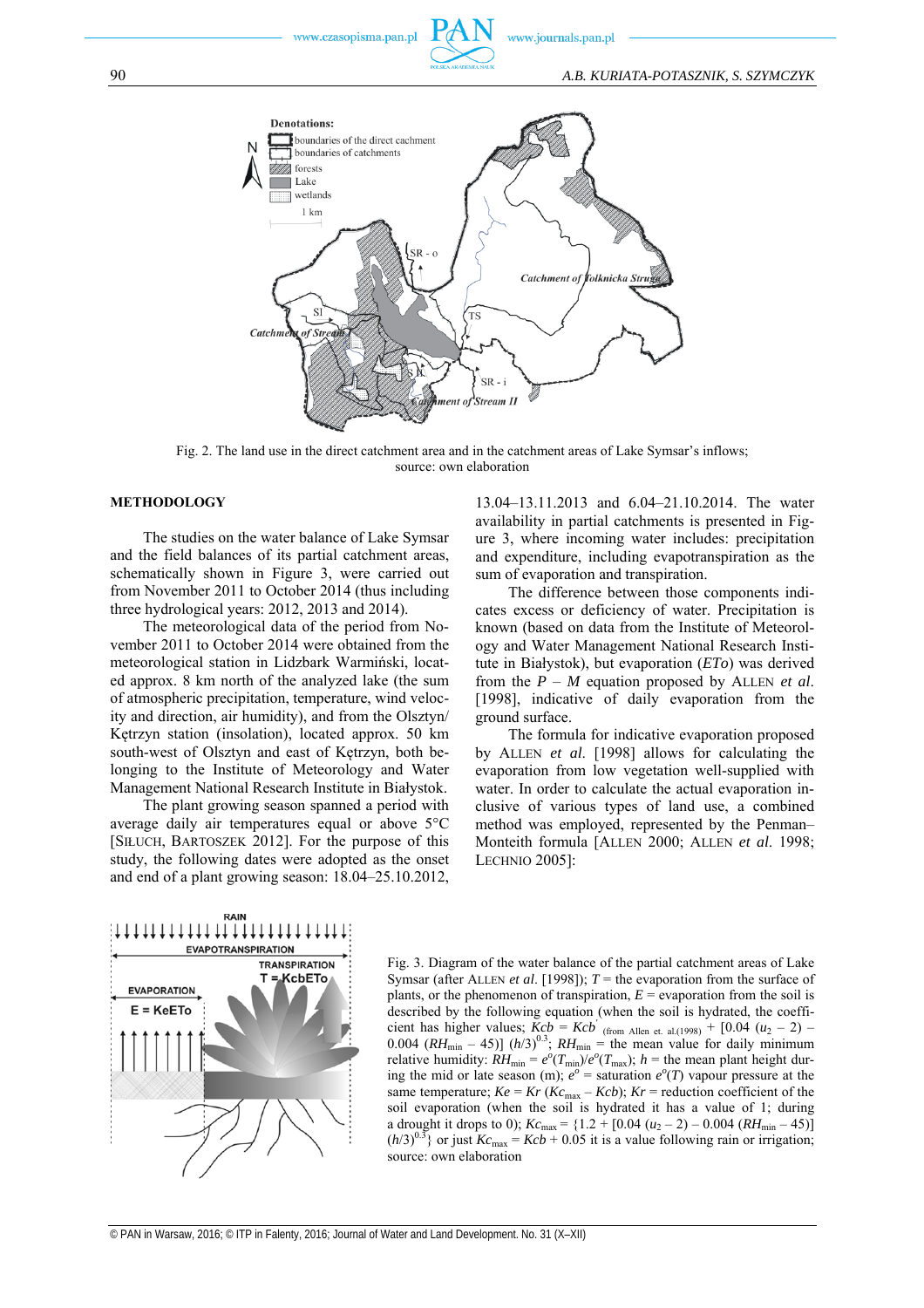Denotations:

boundaries of the direct cachment

boundaries of catchments

forests

Lake

wetlands

1 km

N

SR - o

Catchment of Tolknicka Struga

SI

TS

Catchment of Stream I

SII

SR - i

Catchment of Stream II

Fig. 2. The land use in the direct catchment area and in the catchment areas of Lake Symsar's inflows; source: own elaboration

## METHODOLOGY

The studies on the water balance of Lake Symsar and the field balances of its partial catchment areas, schematically shown in Figure 3, were carried out from November 2011 to October 2014 (thus including three hydrological years: 2012, 2013 and 2014).

The meteorological data of the period from November 2011 to October 2014 were obtained from the meteorological station in Lidzbark Warmiński, located approx. 8 km north of the analyzed lake (the sum of atmospheric precipitation, temperature, wind velocity and direction, air humidity), and from the Olsztyn/ Kętrzyn station (insolation), located approx. 50 km south-west of Olsztyn and east of Kętrzyn, both belonging to the Institute of Meteorology and Water Management National Research Institute in Białystok.

The plant growing season spanned a period with average daily air temperatures equal or above 5°C [SIŁUCH, BARTOSZEK 2012]. For the purpose of this study, the following dates were adopted as the onset and end of a plant growing season: 18.04–25.10.2012, 13.04–13.11.2013 and 6.04–21.10.2014. The water availability in partial catchments is presented in Figure 3, where incoming water includes: precipitation and expenditure, including evapotranspiration as the sum of evaporation and transpiration.

The difference between those components indicates excess or deficiency of water. Precipitation is known (based on data from the Institute of Meteorology and Water Management National Research Institute in Białystok), but evaporation (*ETo*) was derived from the *P* – *M* equation proposed by ALLEN *et al.* [1998], indicative of daily evaporation from the ground surface.

The formula for indicative evaporation proposed by ALLEN *et al.* [1998] allows for calculating the evaporation from low vegetation well-supplied with water. In order to calculate the actual evaporation inclusive of various types of land use, a combined method was employed, represented by the Penman–Monteith formula [ALLEN 2000; ALLEN *et al.* 1998; LECHNIO 2005]:

RAIN

EVAPOTRANSPIRATION

TRANSPIRATION

T = KcbETo

EVAPORATION

E = KeETo

Fig. 3. Diagram of the water balance of the partial catchment areas of Lake Symsar (after ALLEN *et al.* [1998]); $T$ = the evaporation from the surface of plants, or the phenomenon of transpiration, $E$ = evaporation from the soil is described by the following equation (when the soil is hydrated, the coefficient has higher values; $Kcb = Kcb'_{\text{(from Allen et. al.(1998)}} + [0.04\,(u_2 - 2) - 0.004\,(RH_{min} - 45)]\,(h/3)^{0.3}$; $RH_{min}$ = the mean value for daily minimum relative humidity: $RH_{min} = e^o(T_{min})/e^o(T_{max})$; $h$ = the mean plant height during the mid or late season (m); $e^o$ = saturation $e^o(T)$ vapour pressure at the same temperature; $Ke = Kr\,(Kc_{max} - Kcb)$; $Kr$ = reduction coefficient of the soil evaporation (when the soil is hydrated it has a value of 1; during a drought it drops to 0); $Kc_{max} = \{1.2 + [0.04\,(u_2 - 2) - 0.004\,(RH_{min} - 45)]\,(h/3)^{0.3}\}$ or just $Kc_{max} = Kcb + 0.05$ it is a value following rain or irrigation; source: own elaboration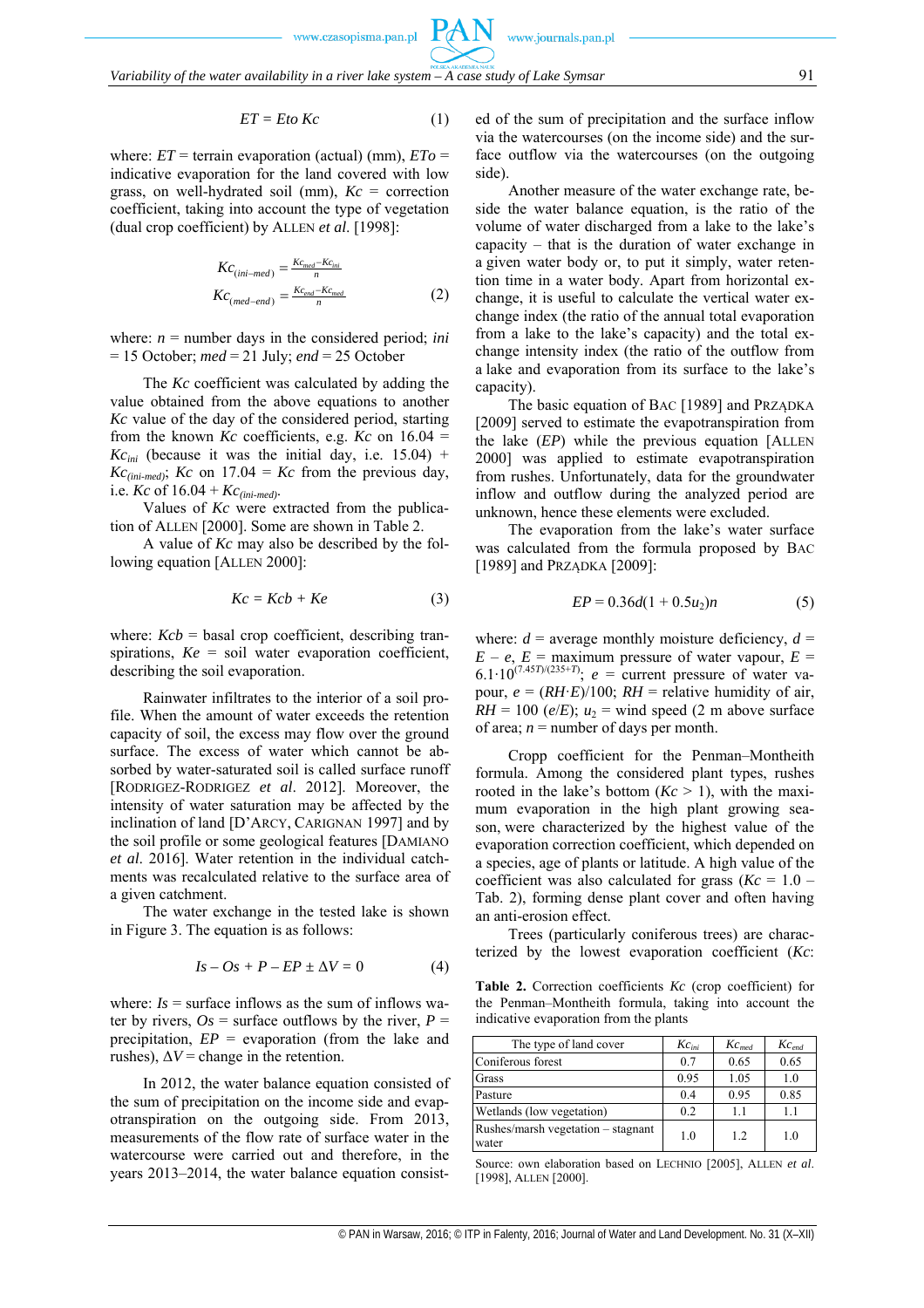$$ET = Eto\ Kc \quad (1)$$

where: $ET$ = terrain evaporation (actual) (mm), $ETo$ = indicative evaporation for the land covered with low grass, on well-hydrated soil (mm), $Kc$ = correction coefficient, taking into account the type of vegetation (dual crop coefficient) by ALLEN *et al*. [1998]:

$$Kc_{(ini-med)} = \frac{Kc_{med} - Kc_{ini}}{n}$$
$$Kc_{(med-end)} = \frac{Kc_{end} - Kc_{med}}{n} \quad (2)$$

where: $n$ = number days in the considered period; *ini* = 15 October; *med* = 21 July; *end* = 25 October

The $Kc$ coefficient was calculated by adding the value obtained from the above equations to another $Kc$ value of the day of the considered period, starting from the known $Kc$ coefficients, e.g. $Kc$ on 16.04 = $Kc_{ini}$ (because it was the initial day, i.e. 15.04) + $Kc_{(ini-med)}$; $Kc$ on 17.04 = $Kc$ from the previous day, i.e. $Kc$ of 16.04 + $Kc_{(ini-med)}$.

Values of $Kc$ were extracted from the publication of ALLEN [2000]. Some are shown in Table 2.

A value of $Kc$ may also be described by the following equation [ALLEN 2000]:

$$Kc = Kcb + Ke \quad (3)$$

where: $Kcb$ = basal crop coefficient, describing transpirations, $Ke$ = soil water evaporation coefficient, describing the soil evaporation.

Rainwater infiltrates to the interior of a soil profile. When the amount of water exceeds the retention capacity of soil, the excess may flow over the ground surface. The excess of water which cannot be absorbed by water-saturated soil is called surface runoff [RODRIGEZ-RODRIGEZ *et al*. 2012]. Moreover, the intensity of water saturation may be affected by the inclination of land [D'ARCY, CARIGNAN 1997] and by the soil profile or some geological features [DAMIANO *et al*. 2016]. Water retention in the individual catchments was recalculated relative to the surface area of a given catchment.

The water exchange in the tested lake is shown in Figure 3. The equation is as follows:

$$Is - Os + P - EP \pm \Delta V = 0 \quad (4)$$

where: $Is$ = surface inflows as the sum of inflows water by rivers, $Os$ = surface outflows by the river, $P$ = precipitation, $EP$ = evaporation (from the lake and rushes), $\Delta V$ = change in the retention.

In 2012, the water balance equation consisted of the sum of precipitation on the income side and evapotranspiration on the outgoing side. From 2013, measurements of the flow rate of surface water in the watercourse were carried out and therefore, in the years 2013–2014, the water balance equation consisted of the sum of precipitation and the surface inflow via the watercourses (on the income side) and the surface outflow via the watercourses (on the outgoing side).

Another measure of the water exchange rate, beside the water balance equation, is the ratio of the volume of water discharged from a lake to the lake's capacity – that is the duration of water exchange in a given water body or, to put it simply, water retention time in a water body. Apart from horizontal exchange, it is useful to calculate the vertical water exchange index (the ratio of the annual total evaporation from a lake to the lake's capacity) and the total exchange intensity index (the ratio of the outflow from a lake and evaporation from its surface to the lake's capacity).

The basic equation of BAC [1989] and PRZĄDKA [2009] served to estimate the evapotranspiration from the lake ($EP$) while the previous equation [ALLEN 2000] was applied to estimate evapotranspiration from rushes. Unfortunately, data for the groundwater inflow and outflow during the analyzed period are unknown, hence these elements were excluded.

The evaporation from the lake's water surface was calculated from the formula proposed by BAC [1989] and PRZĄDKA [2009]:

$$EP = 0.36d(1 + 0.5u_2)n \quad (5)$$

where: $d$ = average monthly moisture deficiency, $d = E - e$, $E$ = maximum pressure of water vapour, $E = 6.1 \cdot 10^{(7.45T)/(235+T)}$; $e$ = current pressure of water vapour, $e = (RH \cdot E)/100$; $RH$ = relative humidity of air, $RH = 100\ (e/E)$; $u_2$ = wind speed (2 m above surface of area; $n$ = number of days per month.

Cropp coefficient for the Penman–Montheith formula. Among the considered plant types, rushes rooted in the lake's bottom ($Kc > 1$), with the maximum evaporation in the high plant growing season, were characterized by the highest value of the evaporation correction coefficient, which depended on a species, age of plants or latitude. A high value of the coefficient was also calculated for grass ($Kc = 1.0$ – Tab. 2), forming dense plant cover and often having an anti-erosion effect.

Trees (particularly coniferous trees) are characterized by the lowest evaporation coefficient ($Kc$:

**Table 2.** Correction coefficients $Kc$ (crop coefficient) for the Penman–Montheith formula, taking into account the indicative evaporation from the plants

| The type of land cover | $Kc_{ini}$ | $Kc_{med}$ | $Kc_{end}$ |
|---|---|---|---|
| Coniferous forest | 0.7 | 0.65 | 0.65 |
| Grass | 0.95 | 1.05 | 1.0 |
| Pasture | 0.4 | 0.95 | 0.85 |
| Wetlands (low vegetation) | 0.2 | 1.1 | 1.1 |
| Rushes/marsh vegetation – stagnant water | 1.0 | 1.2 | 1.0 |

Source: own elaboration based on LECHNIO [2005], ALLEN *et al*. [1998], ALLEN [2000].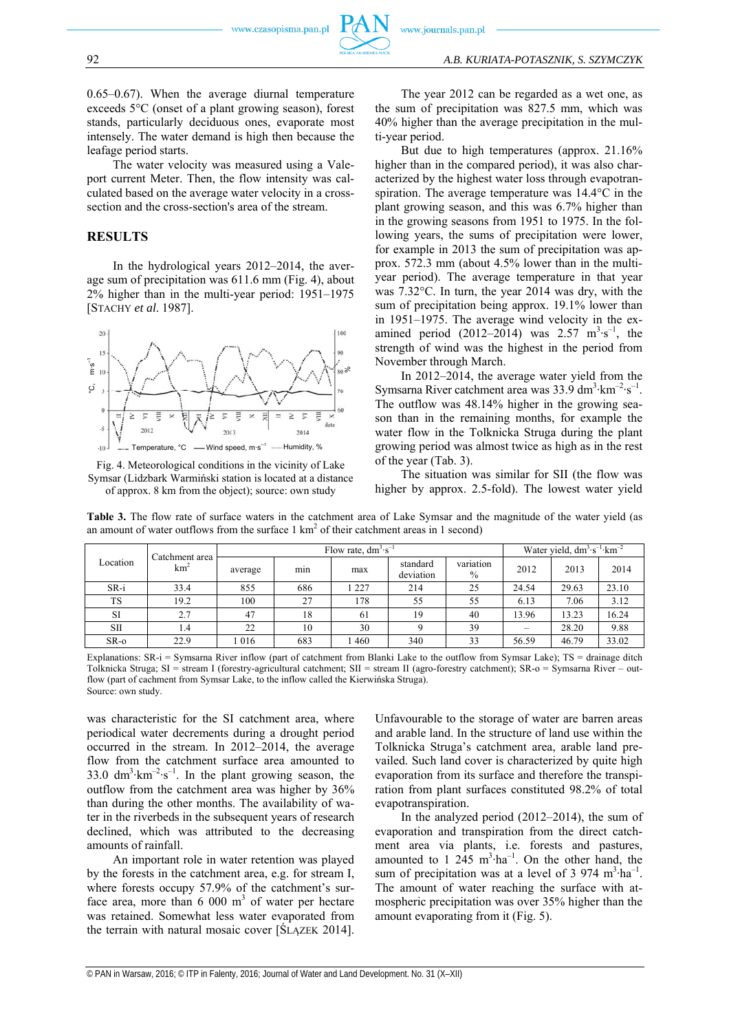0.65–0.67). When the average diurnal temperature exceeds 5°C (onset of a plant growing season), forest stands, particularly deciduous ones, evaporate most intensely. The water demand is high then because the leafage period starts.

The water velocity was measured using a Valeport current Meter. Then, the flow intensity was calculated based on the average water velocity in a cross-section and the cross-section's area of the stream.

## RESULTS

In the hydrological years 2012–2014, the average sum of precipitation was 611.6 mm (Fig. 4), about 2% higher than in the multi-year period: 1951–1975 [STACHY *et al.* 1987].

20
15
10
5
0
-5
-10
°C, m·s⁻¹
100
90
80
70
60
%
II IV VI VIII X XII II IV VI VIII X XII II IV VI VIII X
2012
2013
2014
date
Temperature, °C
Wind speed, m·s⁻¹
Humidity, %

Fig. 4. Meteorological conditions in the vicinity of Lake Symsar (Lidzbark Warmiński station is located at a distance of approx. 8 km from the object); source: own study

The year 2012 can be regarded as a wet one, as the sum of precipitation was 827.5 mm, which was 40% higher than the average precipitation in the multi-year period.

But due to high temperatures (approx. 21.16% higher than in the compared period), it was also characterized by the highest water loss through evapotranspiration. The average temperature was 14.4°C in the plant growing season, and this was 6.7% higher than in the growing seasons from 1951 to 1975. In the following years, the sums of precipitation were lower, for example in 2013 the sum of precipitation was approx. 572.3 mm (about 4.5% lower than in the multi-year period). The average temperature in that year was 7.32°C. In turn, the year 2014 was dry, with the sum of precipitation being approx. 19.1% lower than in 1951–1975. The average wind velocity in the examined period (2012–2014) was 2.57 $m^3 \cdot s^{-1}$, the strength of wind was the highest in the period from November through March.

In 2012–2014, the average water yield from the Symsarna River catchment area was 33.9 $dm^3 \cdot km^{-2} \cdot s^{-1}$. The outflow was 48.14% higher in the growing season than in the remaining months, for example the water flow in the Tolknicka Struga during the plant growing period was almost twice as high as in the rest of the year (Tab. 3).

The situation was similar for SII (the flow was higher by approx. 2.5-fold). The lowest water yield was characteristic for the SI catchment area, where periodical water decrements during a drought period occurred in the stream. In 2012–2014, the average flow from the catchment surface area amounted to 33.0 $dm^3 \cdot km^{-2} \cdot s^{-1}$. In the plant growing season, the outflow from the catchment area was higher by 36% than during the other months. The availability of water in the riverbeds in the subsequent years of research declined, which was attributed to the decreasing amounts of rainfall.

**Table 3.** The flow rate of surface waters in the catchment area of Lake Symsar and the magnitude of the water yield (as an amount of water outflows from the surface 1 $km^2$ of their catchment areas in 1 second)

| Location | Catchment area $km^2$ | Flow rate, $dm^3 \cdot s^{-1}$ | | | | | Water yield, $dm^3 \cdot s^{-1} \cdot km^{-2}$ | | |
|---|---|---|---|---|---|---|---|---|---|
| | | average | min | max | standard deviation | variation % | 2012 | 2013 | 2014 |
| SR-i | 33.4 | 855 | 686 | 1 227 | 214 | 25 | 24.54 | 29.63 | 23.10 |
| TS | 19.2 | 100 | 27 | 178 | 55 | 55 | 6.13 | 7.06 | 3.12 |
| SI | 2.7 | 47 | 18 | 61 | 19 | 40 | 13.96 | 13.23 | 16.24 |
| SII | 1.4 | 22 | 10 | 30 | 9 | 39 | – | 28.20 | 9.88 |
| SR-o | 22.9 | 1 016 | 683 | 1 460 | 340 | 33 | 56.59 | 46.79 | 33.02 |

Explanations: SR-i = Symsarna River inflow (part of catchment from Blanki Lake to the outflow from Symsar Lake); TS = drainage ditch Tolknicka Struga; SI = stream I (forestry-agricultural catchment; SII = stream II (agro-forestry catchment); SR-o = Symsarna River – outflow (part of cachment from Symsar Lake, to the inflow called the Kierwińska Struga).
Source: own study.

An important role in water retention was played by the forests in the catchment area, e.g. for stream I, where forests occupy 57.9% of the catchment's surface area, more than 6 000 $m^3$ of water per hectare was retained. Somewhat less water evaporated from the terrain with natural mosaic cover [ŚLĄZEK 2014]. Unfavourable to the storage of water are barren areas and arable land. In the structure of land use within the Tolknicka Struga's catchment area, arable land prevailed. Such land cover is characterized by quite high evaporation from its surface and therefore the transpiration from plant surfaces constituted 98.2% of total evapotranspiration.

In the analyzed period (2012–2014), the sum of evaporation and transpiration from the direct catchment area via plants, i.e. forests and pastures, amounted to 1 245 $m^3 \cdot ha^{-1}$. On the other hand, the sum of precipitation was at a level of 3 974 $m^3 \cdot ha^{-1}$. The amount of water reaching the surface with atmospheric precipitation was over 35% higher than the amount evaporating from it (Fig. 5).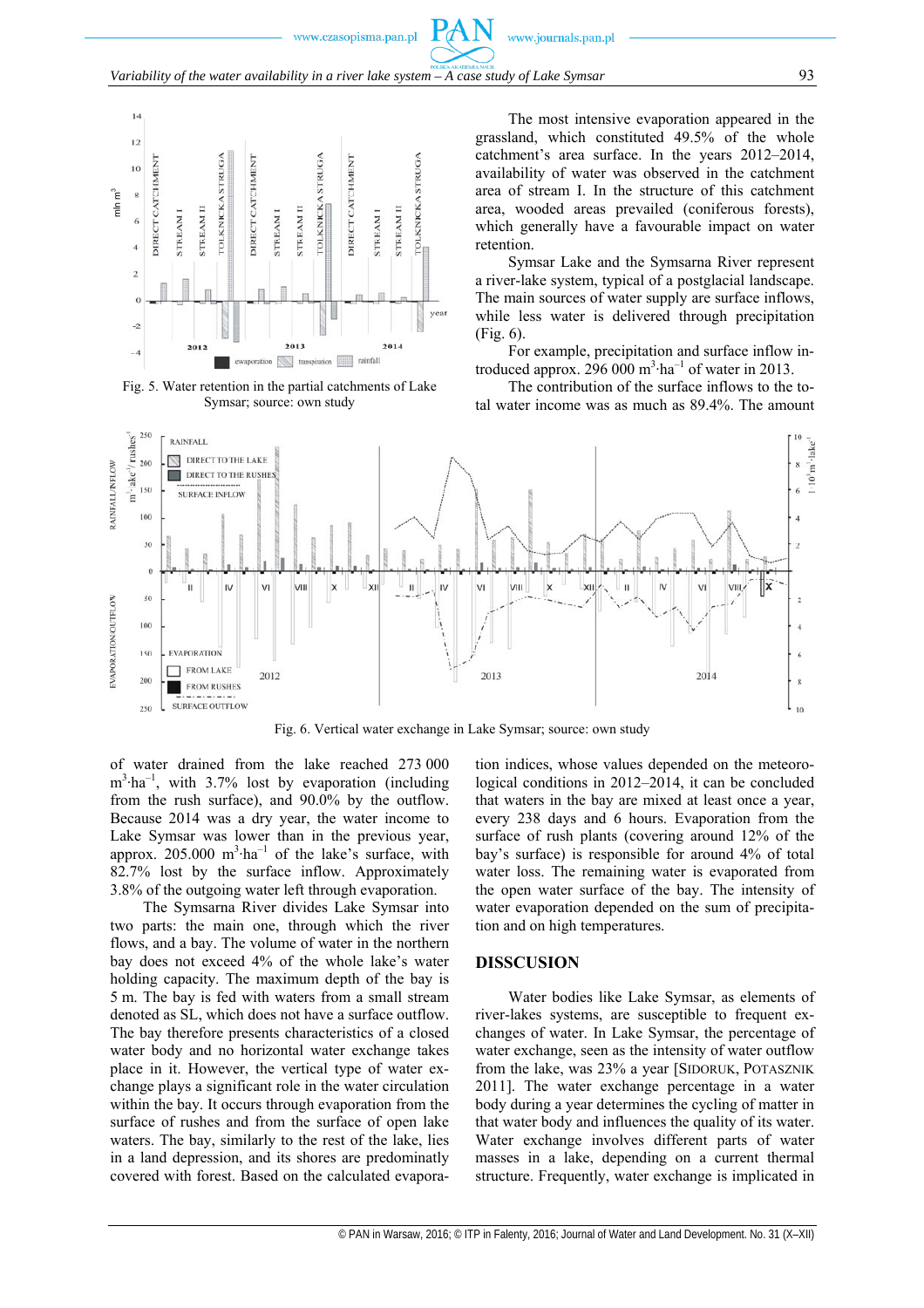Fig. 5. Water retention in the partial catchments of Lake Symsar; source: own study

The most intensive evaporation appeared in the grassland, which constituted 49.5% of the whole catchment's area surface. In the years 2012–2014, availability of water was observed in the catchment area of stream I. In the structure of this catchment area, wooded areas prevailed (coniferous forests), which generally have a favourable impact on water retention.

Symsar Lake and the Symsarna River represent a river-lake system, typical of a postglacial landscape. The main sources of water supply are surface inflows, while less water is delivered through precipitation (Fig. 6).

For example, precipitation and surface inflow introduced approx. 296 000 $m^3 \cdot ha^{-1}$ of water in 2013. The contribution of the surface inflows to the total water income was as much as 89.4%. The amount of water drained from the lake reached 273 000 $m^3 \cdot ha^{-1}$, with 3.7% lost by evaporation (including from the rush surface), and 90.0% by the outflow. Because 2014 was a dry year, the water income to Lake Symsar was lower than in the previous year, approx. 205.000 $m^3 \cdot ha^{-1}$ of the lake's surface, with 82.7% lost by the surface inflow. Approximately 3.8% of the outgoing water left through evaporation.

Fig. 6. Vertical water exchange in Lake Symsar; source: own study

The Symsarna River divides Lake Symsar into two parts: the main one, through which the river flows, and a bay. The volume of water in the northern bay does not exceed 4% of the whole lake's water holding capacity. The maximum depth of the bay is 5 m. The bay is fed with waters from a small stream denoted as SL, which does not have a surface outflow. The bay therefore presents characteristics of a closed water body and no horizontal water exchange takes place in it. However, the vertical type of water exchange plays a significant role in the water circulation within the bay. It occurs through evaporation from the surface of rushes and from the surface of open lake waters. The bay, similarly to the rest of the lake, lies in a land depression, and its shores are predominatly covered with forest. Based on the calculated evaporation indices, whose values depended on the meteorological conditions in 2012–2014, it can be concluded that waters in the bay are mixed at least once a year, every 238 days and 6 hours. Evaporation from the surface of rush plants (covering around 12% of the bay's surface) is responsible for around 4% of total water loss. The remaining water is evaporated from the open water surface of the bay. The intensity of water evaporation depended on the sum of precipitation and on high temperatures.

## DISSCUSION

Water bodies like Lake Symsar, as elements of river-lakes systems, are susceptible to frequent exchanges of water. In Lake Symsar, the percentage of water exchange, seen as the intensity of water outflow from the lake, was 23% a year [SIDORUK, POTASZNIK 2011]. The water exchange percentage in a water body during a year determines the cycling of matter in that water body and influences the quality of its water. Water exchange involves different parts of water masses in a lake, depending on a current thermal structure. Frequently, water exchange is implicated in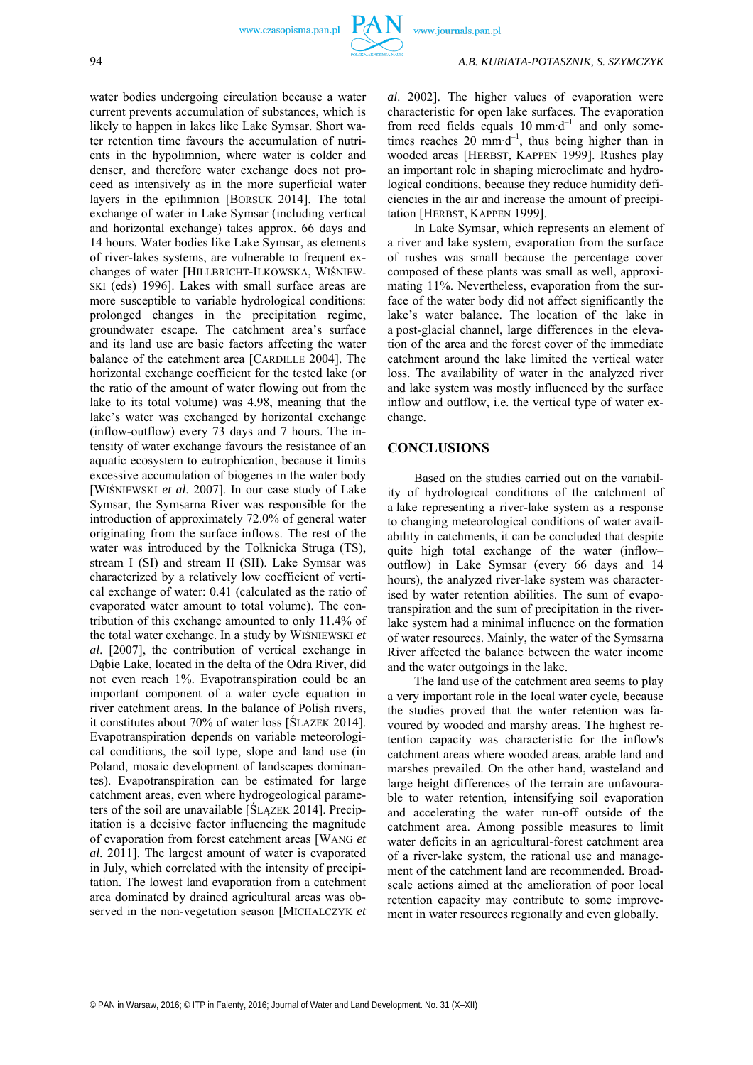water bodies undergoing circulation because a water current prevents accumulation of substances, which is likely to happen in lakes like Lake Symsar. Short water retention time favours the accumulation of nutrients in the hypolimnion, where water is colder and denser, and therefore water exchange does not proceed as intensively as in the more superficial water layers in the epilimnion [BORSUK 2014]. The total exchange of water in Lake Symsar (including vertical and horizontal exchange) takes approx. 66 days and 14 hours. Water bodies like Lake Symsar, as elements of river-lakes systems, are vulnerable to frequent exchanges of water [HILLBRICHT-ILKOWSKA, WIŚNIEWSKI (eds) 1996]. Lakes with small surface areas are more susceptible to variable hydrological conditions: prolonged changes in the precipitation regime, groundwater escape. The catchment area's surface and its land use are basic factors affecting the water balance of the catchment area [CARDILLE 2004]. The horizontal exchange coefficient for the tested lake (or the ratio of the amount of water flowing out from the lake to its total volume) was 4.98, meaning that the lake's water was exchanged by horizontal exchange (inflow-outflow) every 73 days and 7 hours. The intensity of water exchange favours the resistance of an aquatic ecosystem to eutrophication, because it limits excessive accumulation of biogenes in the water body [WIŚNIEWSKI *et al*. 2007]. In our case study of Lake Symsar, the Symsarna River was responsible for the introduction of approximately 72.0% of general water originating from the surface inflows. The rest of the water was introduced by the Tolknicka Struga (TS), stream I (SI) and stream II (SII). Lake Symsar was characterized by a relatively low coefficient of vertical exchange of water: 0.41 (calculated as the ratio of evaporated water amount to total volume). The contribution of this exchange amounted to only 11.4% of the total water exchange. In a study by WIŚNIEWSKI *et al*. [2007], the contribution of vertical exchange in Dąbie Lake, located in the delta of the Odra River, did not even reach 1%. Evapotranspiration could be an important component of a water cycle equation in river catchment areas. In the balance of Polish rivers, it constitutes about 70% of water loss [ŚLĄZEK 2014]. Evapotranspiration depends on variable meteorological conditions, the soil type, slope and land use (in Poland, mosaic development of landscapes dominantes). Evapotranspiration can be estimated for large catchment areas, even where hydrogeological parameters of the soil are unavailable [ŚLĄZEK 2014]. Precipitation is a decisive factor influencing the magnitude of evaporation from forest catchment areas [WANG *et al*. 2011]. The largest amount of water is evaporated in July, which correlated with the intensity of precipitation. The lowest land evaporation from a catchment area dominated by drained agricultural areas was observed in the non-vegetation season [MICHALCZYK *et al*. 2002]. The higher values of evaporation were characteristic for open lake surfaces. The evaporation from reed fields equals 10 $mm \cdot d^{-1}$ and only sometimes reaches 20 $mm \cdot d^{-1}$, thus being higher than in wooded areas [HERBST, KAPPEN 1999]. Rushes play an important role in shaping microclimate and hydrological conditions, because they reduce humidity deficiencies in the air and increase the amount of precipitation [HERBST, KAPPEN 1999].

In Lake Symsar, which represents an element of a river and lake system, evaporation from the surface of rushes was small because the percentage cover composed of these plants was small as well, approximating 11%. Nevertheless, evaporation from the surface of the water body did not affect significantly the lake's water balance. The location of the lake in a post-glacial channel, large differences in the elevation of the area and the forest cover of the immediate catchment around the lake limited the vertical water loss. The availability of water in the analyzed river and lake system was mostly influenced by the surface inflow and outflow, i.e. the vertical type of water exchange.

## CONCLUSIONS

Based on the studies carried out on the variability of hydrological conditions of the catchment of a lake representing a river-lake system as a response to changing meteorological conditions of water availability in catchments, it can be concluded that despite quite high total exchange of the water (inflow–outflow) in Lake Symsar (every 66 days and 14 hours), the analyzed river-lake system was characterised by water retention abilities. The sum of evapotranspiration and the sum of precipitation in the river-lake system had a minimal influence on the formation of water resources. Mainly, the water of the Symsarna River affected the balance between the water income and the water outgoings in the lake.

The land use of the catchment area seems to play a very important role in the local water cycle, because the studies proved that the water retention was favoured by wooded and marshy areas. The highest retention capacity was characteristic for the inflow's catchment areas where wooded areas, arable land and marshes prevailed. On the other hand, wasteland and large height differences of the terrain are unfavourable to water retention, intensifying soil evaporation and accelerating the water run-off outside of the catchment area. Among possible measures to limit water deficits in an agricultural-forest catchment area of a river-lake system, the rational use and management of the catchment land are recommended. Broad-scale actions aimed at the amelioration of poor local retention capacity may contribute to some improvement in water resources regionally and even globally.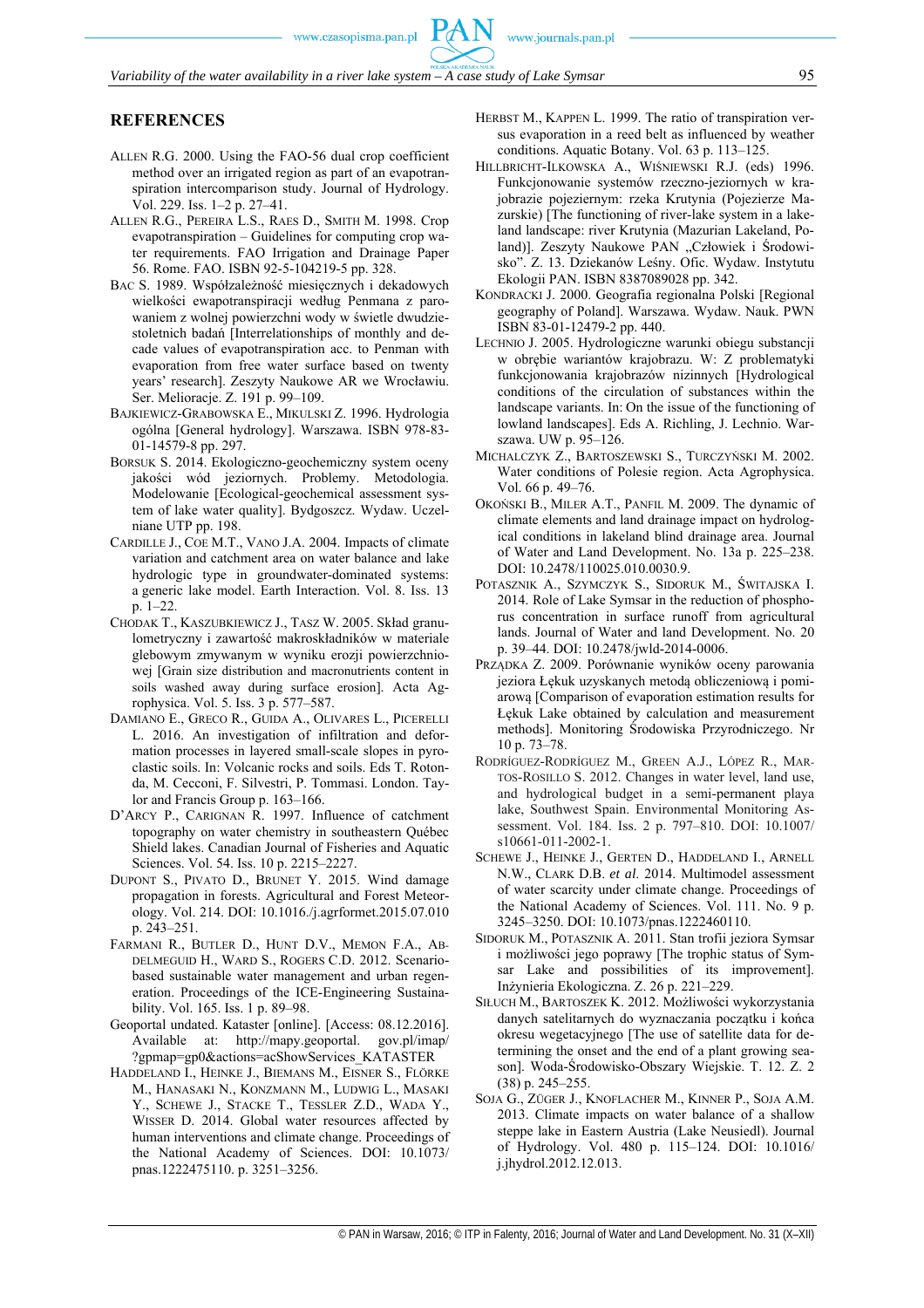## REFERENCES

ALLEN R.G. 2000. Using the FAO-56 dual crop coefficient method over an irrigated region as part of an evapotranspiration intercomparison study. Journal of Hydrology. Vol. 229. Iss. 1–2 p. 27–41.

ALLEN R.G., PEREIRA L.S., RAES D., SMITH M. 1998. Crop evapotranspiration – Guidelines for computing crop water requirements. FAO Irrigation and Drainage Paper 56. Rome. FAO. ISBN 92-5-104219-5 pp. 328.

BAC S. 1989. Współzależność miesięcznych i dekadowych wielkości ewapotranspiracji według Penmana z parowaniem z wolnej powierzchni wody w świetle dwudziestoletnich badań [Interrelationships of monthly and decade values of evapotranspiration acc. to Penman with evaporation from free water surface based on twenty years' research]. Zeszyty Naukowe AR we Wrocławiu. Ser. Melioracje. Z. 191 p. 99–109.

BAJKIEWICZ-GRABOWSKA E., MIKULSKI Z. 1996. Hydrologia ogólna [General hydrology]. Warszawa. ISBN 978-83-01-14579-8 pp. 297.

BORSUK S. 2014. Ekologiczno-geochemiczny system oceny jakości wód jeziornych. Problemy. Metodologia. Modelowanie [Ecological-geochemical assessment system of lake water quality]. Bydgoszcz. Wydaw. Uczelniane UTP pp. 198.

CARDILLE J., COE M.T., VANO J.A. 2004. Impacts of climate variation and catchment area on water balance and lake hydrologic type in groundwater-dominated systems: a generic lake model. Earth Interaction. Vol. 8. Iss. 13 p. 1–22.

CHODAK T., KASZUBKIEWICZ J., TASZ W. 2005. Skład granulometryczny i zawartość makroskładników w materiale glebowym zmywanym w wyniku erozji powierzchniowej [Grain size distribution and macronutrients content in soils washed away during surface erosion]. Acta Agrophysica. Vol. 5. Iss. 3 p. 577–587.

DAMIANO E., GRECO R., GUIDA A., OLIVARES L., PICERELLI L. 2016. An investigation of infiltration and deformation processes in layered small-scale slopes in pyroclastic soils. In: Volcanic rocks and soils. Eds T. Rotonda, M. Cecconi, F. Silvestri, P. Tommasi. London. Taylor and Francis Group p. 163–166.

D'ARCY P., CARIGNAN R. 1997. Influence of catchment topography on water chemistry in southeastern Québec Shield lakes. Canadian Journal of Fisheries and Aquatic Sciences. Vol. 54. Iss. 10 p. 2215–2227.

DUPONT S., PIVATO D., BRUNET Y. 2015. Wind damage propagation in forests. Agricultural and Forest Meteorology. Vol. 214. DOI: 10.1016./j.agrformet.2015.07.010 p. 243–251.

FARMANI R., BUTLER D., HUNT D.V., MEMON F.A., ABDELMEGUID H., WARD S., ROGERS C.D. 2012. Scenario-based sustainable water management and urban regeneration. Proceedings of the ICE-Engineering Sustainability. Vol. 165. Iss. 1 p. 89–98.

Geoportal undated. Kataster [online]. [Access: 08.12.2016]. Available at: http://mapy.geoportal. gov.pl/imap/?gpmap=gp0&actions=acShowServices_KATASTER

HADDELAND I., HEINKE J., BIEMANS M., EISNER S., FLÖRKE M., HANASAKI N., KONZMANN M., LUDWIG L., MASAKI Y., SCHEWE J., STACKE T., TESSLER Z.D., WADA Y., WISSER D. 2014. Global water resources affected by human interventions and climate change. Proceedings of the National Academy of Sciences. DOI: 10.1073/pnas.1222475110. p. 3251–3256.

HERBST M., KAPPEN L. 1999. The ratio of transpiration versus evaporation in a reed belt as influenced by weather conditions. Aquatic Botany. Vol. 63 p. 113–125.

HILLBRICHT-ILKOWSKA A., WIŚNIEWSKI R.J. (eds) 1996. Funkcjonowanie systemów rzeczno-jeziornych w krajobrazie pojeziernym: rzeka Krutynia (Pojezierze Mazurskie) [The functioning of river-lake system in a lakeland landscape: river Krutynia (Mazurian Lakeland, Poland)]. Zeszyty Naukowe PAN „Człowiek i Środowisko". Z. 13. Dziekanów Leśny. Ofic. Wydaw. Instytutu Ekologii PAN. ISBN 8387089028 pp. 342.

KONDRACKI J. 2000. Geografia regionalna Polski [Regional geography of Poland]. Warszawa. Wydaw. Nauk. PWN ISBN 83-01-12479-2 pp. 440.

LECHNIO J. 2005. Hydrologiczne warunki obiegu substancji w obrębie wariantów krajobrazu. W: Z problematyki funkcjonowania krajobrazów nizinnych [Hydrological conditions of the circulation of substances within the landscape variants. In: On the issue of the functioning of lowland landscapes]. Eds A. Richling, J. Lechnio. Warszawa. UW p. 95–126.

MICHALCZYK Z., BARTOSZEWSKI S., TURCZYŃSKI M. 2002. Water conditions of Polesie region. Acta Agrophysica. Vol. 66 p. 49–76.

OKOŃSKI B., MILER A.T., PANFIL M. 2009. The dynamic of climate elements and land drainage impact on hydrological conditions in lakeland blind drainage area. Journal of Water and Land Development. No. 13a p. 225–238. DOI: 10.2478/110025.010.0030.9.

POTASZNIK A., SZYMCZYK S., SIDORUK M., ŚWITAJSKA I. 2014. Role of Lake Symsar in the reduction of phosphorus concentration in surface runoff from agricultural lands. Journal of Water and land Development. No. 20 p. 39–44. DOI: 10.2478/jwld-2014-0006.

PRZĄDKA Z. 2009. Porównanie wyników oceny parowania jeziora Łękuk uzyskanych metodą obliczeniową i pomiarową [Comparison of evaporation estimation results for Łękuk Lake obtained by calculation and measurement methods]. Monitoring Środowiska Przyrodniczego. Nr 10 p. 73–78.

RODRÍGUEZ-RODRÍGUEZ M., GREEN A.J., LÓPEZ R., MARTOS-ROSILLO S. 2012. Changes in water level, land use, and hydrological budget in a semi-permanent playa lake, Southwest Spain. Environmental Monitoring Assessment. Vol. 184. Iss. 2 p. 797–810. DOI: 10.1007/s10661-011-2002-1.

SCHEWE J., HEINKE J., GERTEN D., HADDELAND I., ARNELL N.W., CLARK D.B. *et al.* 2014. Multimodel assessment of water scarcity under climate change. Proceedings of the National Academy of Sciences. Vol. 111. No. 9 p. 3245–3250. DOI: 10.1073/pnas.1222460110.

SIDORUK M., POTASZNIK A. 2011. Stan trofii jeziora Symsar i możliwości jego poprawy [The trophic status of Symsar Lake and possibilities of its improvement]. Inżynieria Ekologiczna. Z. 26 p. 221–229.

SIŁUCH M., BARTOSZEK K. 2012. Możliwości wykorzystania danych satelitarnych do wyznaczania początku i końca okresu wegetacyjnego [The use of satellite data for determining the onset and the end of a plant growing season]. Woda-Środowisko-Obszary Wiejskie. T. 12. Z. 2 (38) p. 245–255.

SOJA G., ZÜGER J., KNOFLACHER M., KINNER P., SOJA A.M. 2013. Climate impacts on water balance of a shallow steppe lake in Eastern Austria (Lake Neusiedl). Journal of Hydrology. Vol. 480 p. 115–124. DOI: 10.1016/j.jhydrol.2012.12.013.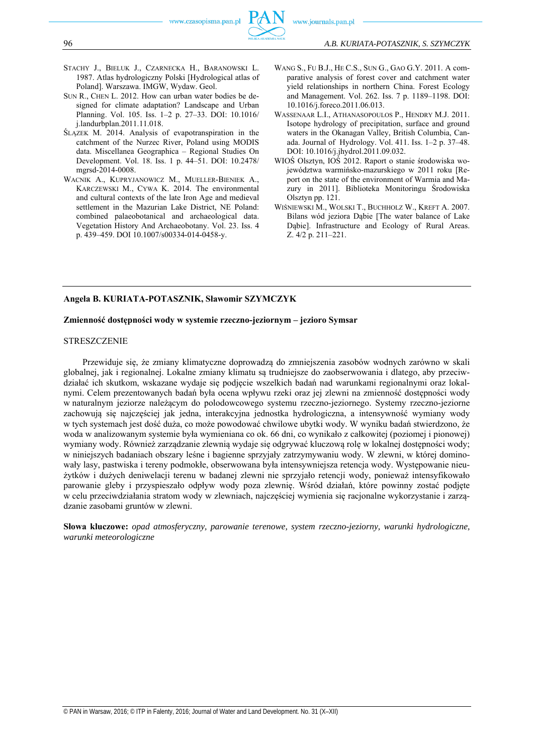STACHY J., BIELUK J., CZARNECKA H., BARANOWSKI L. 1987. Atlas hydrologiczny Polski [Hydrological atlas of Poland]. Warszawa. IMGW, Wydaw. Geol.

SUN R., CHEN L. 2012. How can urban water bodies be designed for climate adaptation? Landscape and Urban Planning. Vol. 105. Iss. 1–2 p. 27–33. DOI: 10.1016/j.landurbplan.2011.11.018.

ŚLĄZEK M. 2014. Analysis of evapotranspiration in the catchment of the Nurzec River, Poland using MODIS data. Miscellanea Geographica – Regional Studies On Development. Vol. 18. Iss. 1 p. 44–51. DOI: 10.2478/mgrsd-2014-0008.

WACNIK A., KUPRYJANOWICZ M., MUELLER-BIENIEK A., KARCZEWSKI M., CYWA K. 2014. The environmental and cultural contexts of the late Iron Age and medieval settlement in the Mazurian Lake District, NE Poland: combined palaeobotanical and archaeological data. Vegetation History And Archaeobotany. Vol. 23. Iss. 4 p. 439–459. DOI 10.1007/s00334-014-0458-y.

WANG S., FU B.J., HE C.S., SUN G., GAO G.Y. 2011. A comparative analysis of forest cover and catchment water yield relationships in northern China. Forest Ecology and Management. Vol. 262. Iss. 7 p. 1189–1198. DOI: 10.1016/j.foreco.2011.06.013.

WASSENAAR L.I., ATHANASOPOULOS P., HENDRY M.J. 2011. Isotope hydrology of precipitation, surface and ground waters in the Okanagan Valley, British Columbia, Canada. Journal of Hydrology. Vol. 411. Iss. 1–2 p. 37–48. DOI: 10.1016/j.jhydrol.2011.09.032.

WIOŚ Olsztyn, IOŚ 2012. Raport o stanie środowiska województwa warmińsko-mazurskiego w 2011 roku [Report on the state of the environment of Warmia and Mazury in 2011]. Biblioteka Monitoringu Środowiska Olsztyn pp. 121.

WIŚNIEWSKI M., WOLSKI T., BUCHHOLZ W., KREFT A. 2007. Bilans wód jeziora Dąbie [The water balance of Lake Dąbie]. Infrastructure and Ecology of Rural Areas. Z. 4/2 p. 211–221.

**Angela B. KURIATA-POTASZNIK, Sławomir SZYMCZYK**

**Zmienność dostępności wody w systemie rzeczno-jeziornym – jezioro Symsar**

STRESZCZENIE

Przewiduje się, że zmiany klimatyczne doprowadzą do zmniejszenia zasobów wodnych zarówno w skali globalnej, jak i regionalnej. Lokalne zmiany klimatu są trudniejsze do zaobserwowania i dlatego, aby przeciwdziałać ich skutkom, wskazane wydaje się podjęcie wszelkich badań nad warunkami regionalnymi oraz lokalnymi. Celem prezentowanych badań była ocena wpływu rzeki oraz jej zlewni na zmienność dostępności wody w naturalnym jeziorze należącym do polodowcowego systemu rzeczno-jeziornego. Systemy rzeczno-jeziorne zachowują się najczęściej jak jedna, interakcyjna jednostka hydrologiczna, a intensywność wymiany wody w tych systemach jest dość duża, co może powodować chwilowe ubytki wody. W wyniku badań stwierdzono, że woda w analizowanym systemie była wymieniana co ok. 66 dni, co wynikało z całkowitej (poziomej i pionowej) wymiany wody. Również zarządzanie zlewnią wydaje się odgrywać kluczową rolę w lokalnej dostępności wody; w niniejszych badaniach obszary leśne i bagienne sprzyjały zatrzymywaniu wody. W zlewni, w której dominowały lasy, pastwiska i tereny podmokłe, obserwowana była intensywniejsza retencja wody. Występowanie nieużytków i dużych deniwelacji terenu w badanej zlewni nie sprzyjało retencji wody, ponieważ intensyfikowało parowanie gleby i przyspieszało odpływ wody poza zlewnię. Wśród działań, które powinny zostać podjęte w celu przeciwdziałania stratom wody w zlewniach, najczęściej wymienia się racjonalne wykorzystanie i zarządzanie zasobami gruntów w zlewni.

**Słowa kluczowe:** *opad atmosferyczny, parowanie terenowe, system rzeczno-jeziorny, warunki hydrologiczne, warunki meteorologiczne*